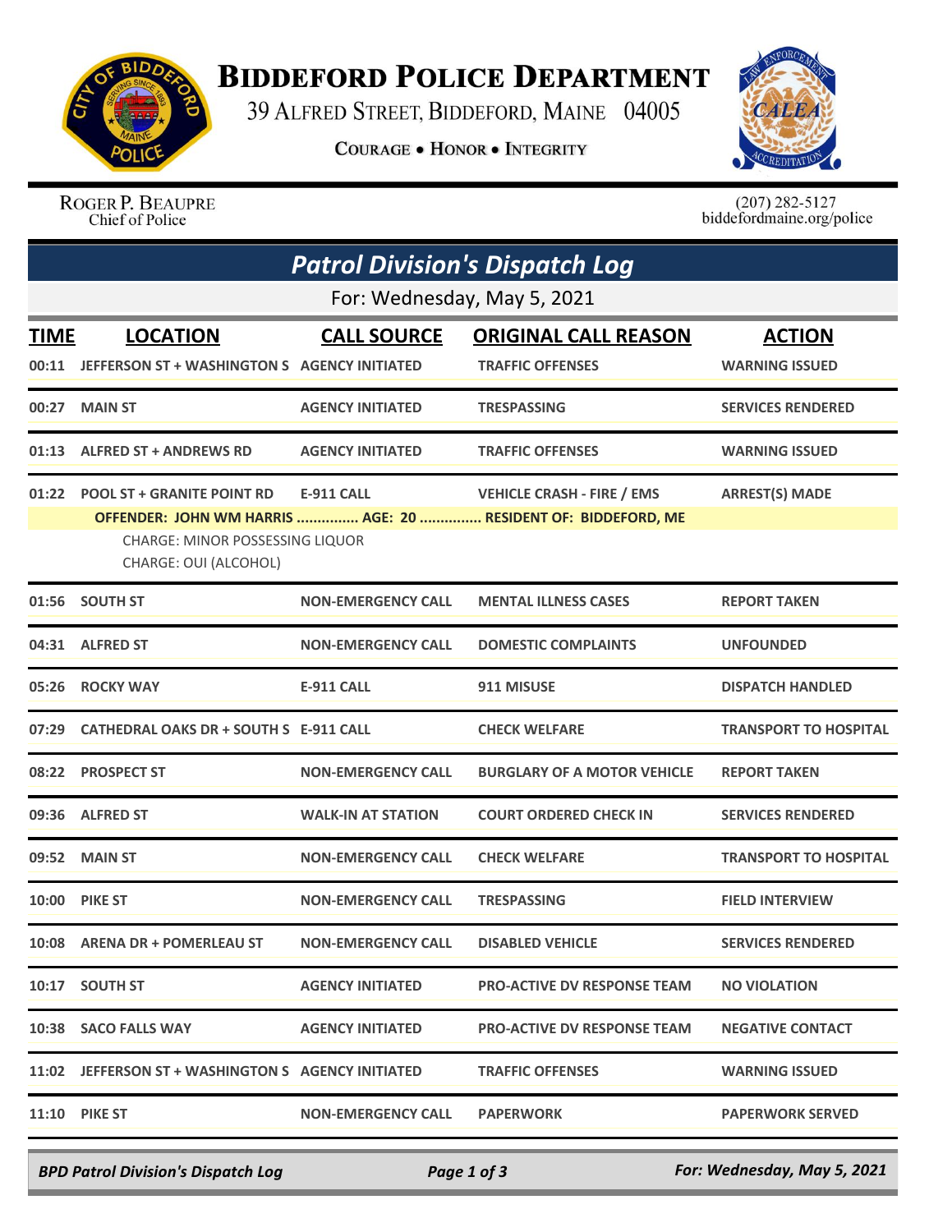# BIDDEFORD POLICE DEPARTMENT

39 ALFRED STREET, BIDDEFORD, MAINE 04005

COURAGE • HONOR • INTEGRITY

ROGER P. BEAUPRE
Chief of Police

(207) 282-5127
biddefordmaine.org/police

## *Patrol Division's Dispatch Log*

For: Wednesday, May 5, 2021

| TIME | LOCATION | CALL SOURCE | ORIGINAL CALL REASON | ACTION |
|---|---|---|---|---|
| 00:11 | JEFFERSON ST + WASHINGTON S | AGENCY INITIATED | TRAFFIC OFFENSES | WARNING ISSUED |
| 00:27 | MAIN ST | AGENCY INITIATED | TRESPASSING | SERVICES RENDERED |
| 01:13 | ALFRED ST + ANDREWS RD | AGENCY INITIATED | TRAFFIC OFFENSES | WARNING ISSUED |
| 01:22 | POOL ST + GRANITE POINT RD | E-911 CALL | VEHICLE CRASH - FIRE / EMS | ARREST(S) MADE |
| | OFFENDER: JOHN WM HARRIS ............... AGE: 20 ............... RESIDENT OF: BIDDEFORD, ME<br>CHARGE: MINOR POSSESSING LIQUOR<br>CHARGE: OUI (ALCOHOL) | | | |
| 01:56 | SOUTH ST | NON-EMERGENCY CALL | MENTAL ILLNESS CASES | REPORT TAKEN |
| 04:31 | ALFRED ST | NON-EMERGENCY CALL | DOMESTIC COMPLAINTS | UNFOUNDED |
| 05:26 | ROCKY WAY | E-911 CALL | 911 MISUSE | DISPATCH HANDLED |
| 07:29 | CATHEDRAL OAKS DR + SOUTH S | E-911 CALL | CHECK WELFARE | TRANSPORT TO HOSPITAL |
| 08:22 | PROSPECT ST | NON-EMERGENCY CALL | BURGLARY OF A MOTOR VEHICLE | REPORT TAKEN |
| 09:36 | ALFRED ST | WALK-IN AT STATION | COURT ORDERED CHECK IN | SERVICES RENDERED |
| 09:52 | MAIN ST | NON-EMERGENCY CALL | CHECK WELFARE | TRANSPORT TO HOSPITAL |
| 10:00 | PIKE ST | NON-EMERGENCY CALL | TRESPASSING | FIELD INTERVIEW |
| 10:08 | ARENA DR + POMERLEAU ST | NON-EMERGENCY CALL | DISABLED VEHICLE | SERVICES RENDERED |
| 10:17 | SOUTH ST | AGENCY INITIATED | PRO-ACTIVE DV RESPONSE TEAM | NO VIOLATION |
| 10:38 | SACO FALLS WAY | AGENCY INITIATED | PRO-ACTIVE DV RESPONSE TEAM | NEGATIVE CONTACT |
| 11:02 | JEFFERSON ST + WASHINGTON S | AGENCY INITIATED | TRAFFIC OFFENSES | WARNING ISSUED |
| 11:10 | PIKE ST | NON-EMERGENCY CALL | PAPERWORK | PAPERWORK SERVED |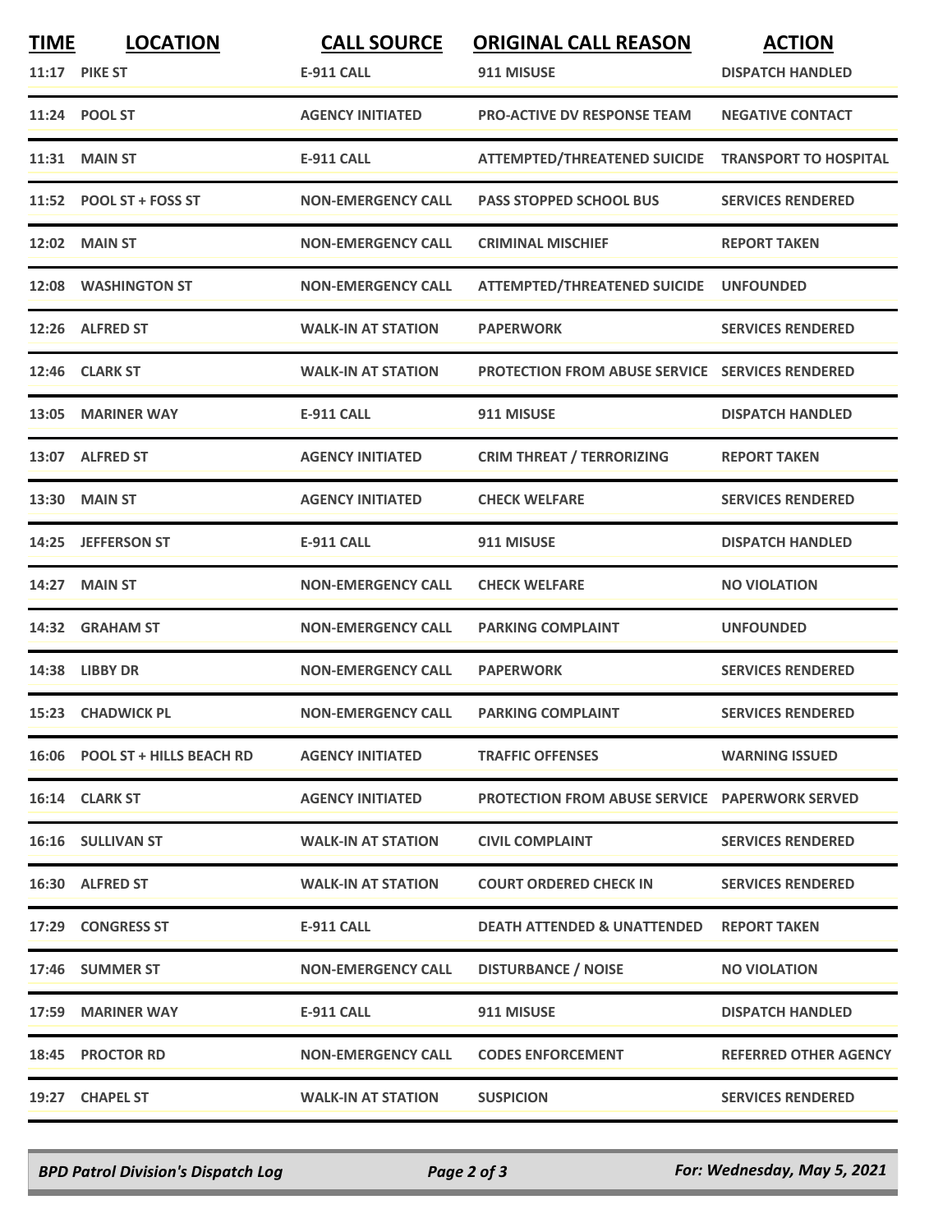| TIME | LOCATION | CALL SOURCE | ORIGINAL CALL REASON | ACTION |
|---|---|---|---|---|
| 11:17 | PIKE ST | E-911 CALL | 911 MISUSE | DISPATCH HANDLED |
| 11:24 | POOL ST | AGENCY INITIATED | PRO-ACTIVE DV RESPONSE TEAM | NEGATIVE CONTACT |
| 11:31 | MAIN ST | E-911 CALL | ATTEMPTED/THREATENED SUICIDE | TRANSPORT TO HOSPITAL |
| 11:52 | POOL ST + FOSS ST | NON-EMERGENCY CALL | PASS STOPPED SCHOOL BUS | SERVICES RENDERED |
| 12:02 | MAIN ST | NON-EMERGENCY CALL | CRIMINAL MISCHIEF | REPORT TAKEN |
| 12:08 | WASHINGTON ST | NON-EMERGENCY CALL | ATTEMPTED/THREATENED SUICIDE | UNFOUNDED |
| 12:26 | ALFRED ST | WALK-IN AT STATION | PAPERWORK | SERVICES RENDERED |
| 12:46 | CLARK ST | WALK-IN AT STATION | PROTECTION FROM ABUSE SERVICE | SERVICES RENDERED |
| 13:05 | MARINER WAY | E-911 CALL | 911 MISUSE | DISPATCH HANDLED |
| 13:07 | ALFRED ST | AGENCY INITIATED | CRIM THREAT / TERRORIZING | REPORT TAKEN |
| 13:30 | MAIN ST | AGENCY INITIATED | CHECK WELFARE | SERVICES RENDERED |
| 14:25 | JEFFERSON ST | E-911 CALL | 911 MISUSE | DISPATCH HANDLED |
| 14:27 | MAIN ST | NON-EMERGENCY CALL | CHECK WELFARE | NO VIOLATION |
| 14:32 | GRAHAM ST | NON-EMERGENCY CALL | PARKING COMPLAINT | UNFOUNDED |
| 14:38 | LIBBY DR | NON-EMERGENCY CALL | PAPERWORK | SERVICES RENDERED |
| 15:23 | CHADWICK PL | NON-EMERGENCY CALL | PARKING COMPLAINT | SERVICES RENDERED |
| 16:06 | POOL ST + HILLS BEACH RD | AGENCY INITIATED | TRAFFIC OFFENSES | WARNING ISSUED |
| 16:14 | CLARK ST | AGENCY INITIATED | PROTECTION FROM ABUSE SERVICE | PAPERWORK SERVED |
| 16:16 | SULLIVAN ST | WALK-IN AT STATION | CIVIL COMPLAINT | SERVICES RENDERED |
| 16:30 | ALFRED ST | WALK-IN AT STATION | COURT ORDERED CHECK IN | SERVICES RENDERED |
| 17:29 | CONGRESS ST | E-911 CALL | DEATH ATTENDED & UNATTENDED | REPORT TAKEN |
| 17:46 | SUMMER ST | NON-EMERGENCY CALL | DISTURBANCE / NOISE | NO VIOLATION |
| 17:59 | MARINER WAY | E-911 CALL | 911 MISUSE | DISPATCH HANDLED |
| 18:45 | PROCTOR RD | NON-EMERGENCY CALL | CODES ENFORCEMENT | REFERRED OTHER AGENCY |
| 19:27 | CHAPEL ST | WALK-IN AT STATION | SUSPICION | SERVICES RENDERED |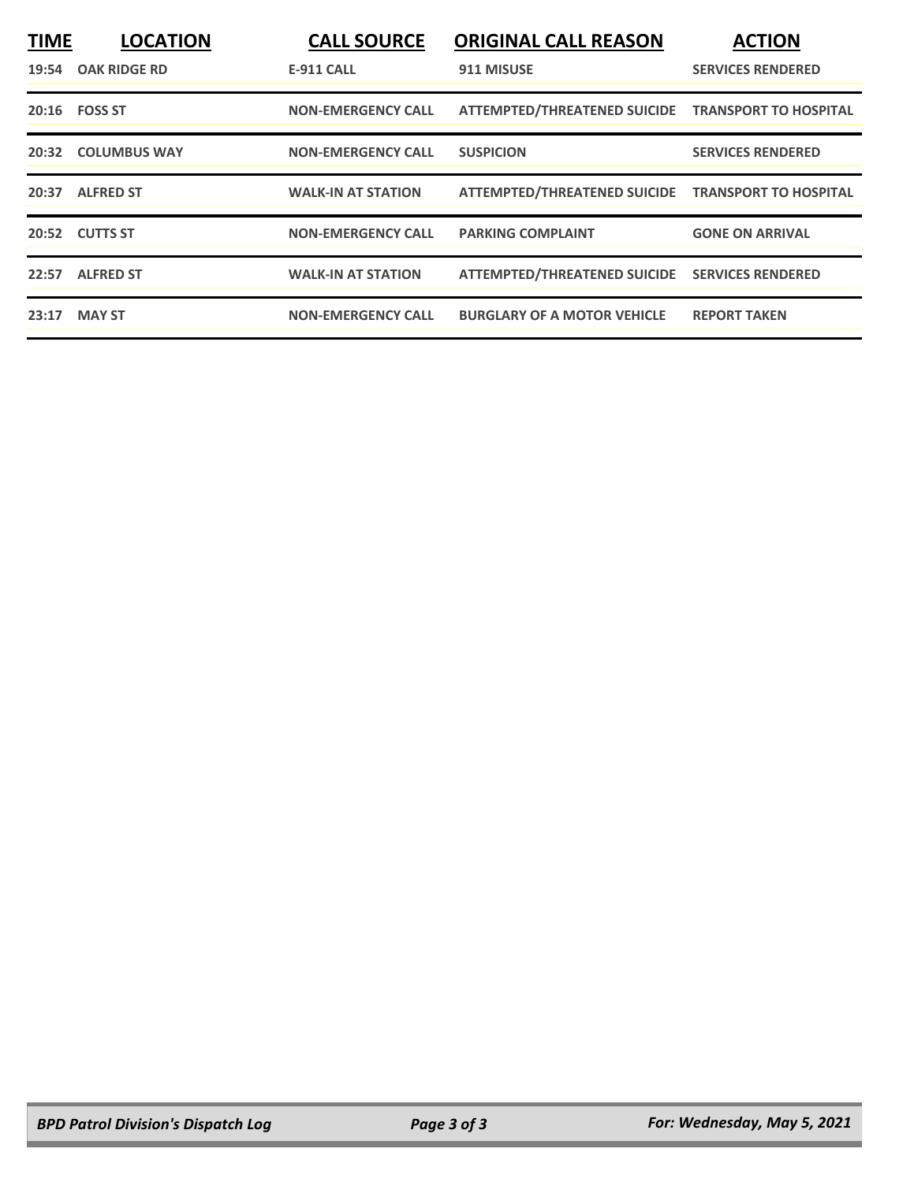| TIME | LOCATION | CALL SOURCE | ORIGINAL CALL REASON | ACTION |
|---|---|---|---|---|
| 19:54 | OAK RIDGE RD | E-911 CALL | 911 MISUSE | SERVICES RENDERED |
| 20:16 | FOSS ST | NON-EMERGENCY CALL | ATTEMPTED/THREATENED SUICIDE | TRANSPORT TO HOSPITAL |
| 20:32 | COLUMBUS WAY | NON-EMERGENCY CALL | SUSPICION | SERVICES RENDERED |
| 20:37 | ALFRED ST | WALK-IN AT STATION | ATTEMPTED/THREATENED SUICIDE | TRANSPORT TO HOSPITAL |
| 20:52 | CUTTS ST | NON-EMERGENCY CALL | PARKING COMPLAINT | GONE ON ARRIVAL |
| 22:57 | ALFRED ST | WALK-IN AT STATION | ATTEMPTED/THREATENED SUICIDE | SERVICES RENDERED |
| 23:17 | MAY ST | NON-EMERGENCY CALL | BURGLARY OF A MOTOR VEHICLE | REPORT TAKEN |